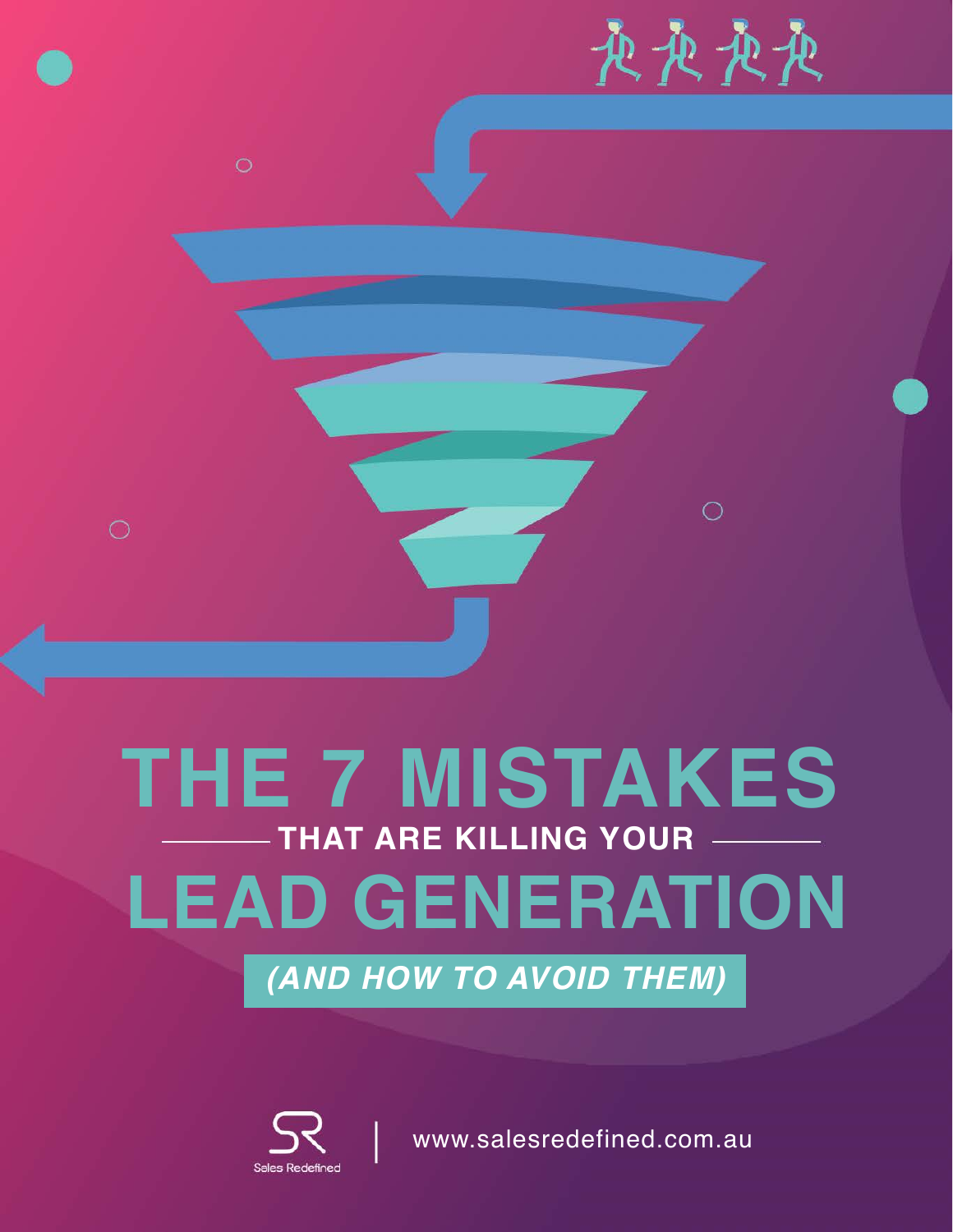# THE 7 MISTAKES

**THAT ARE KILLING YOUR**

# LEAD GENERATION

***(AND HOW TO AVOID THEM)***

Sales Redefined | www.salesredefined.com.au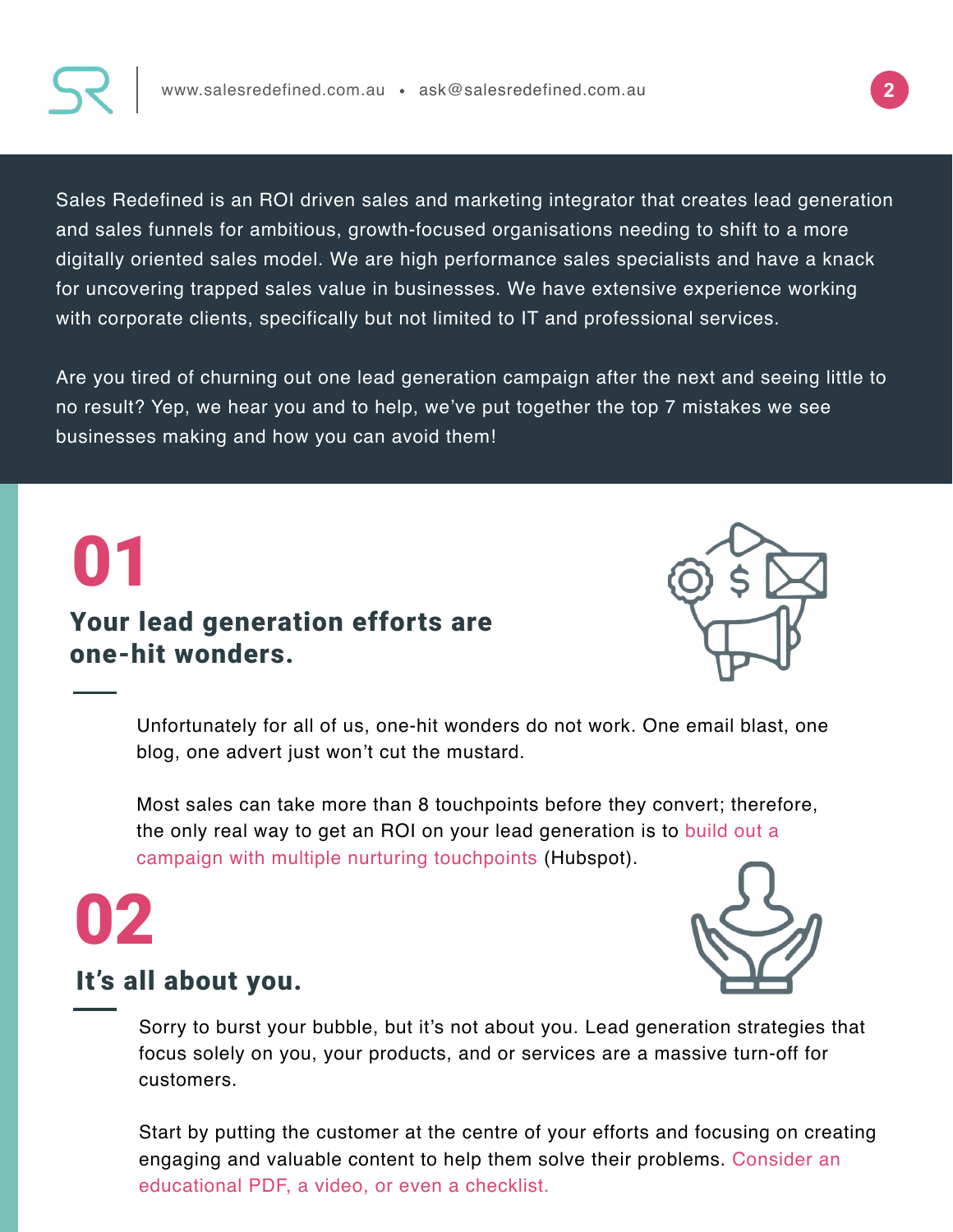Sales Redefined is an ROI driven sales and marketing integrator that creates lead generation and sales funnels for ambitious, growth-focused organisations needing to shift to a more digitally oriented sales model. We are high performance sales specialists and have a knack for uncovering trapped sales value in businesses. We have extensive experience working with corporate clients, specifically but not limited to IT and professional services.

Are you tired of churning out one lead generation campaign after the next and seeing little to no result? Yep, we hear you and to help, we've put together the top 7 mistakes we see businesses making and how you can avoid them!

# 01

## Your lead generation efforts are one-hit wonders.

Unfortunately for all of us, one-hit wonders do not work. One email blast, one blog, one advert just won't cut the mustard.

Most sales can take more than 8 touchpoints before they convert; therefore, the only real way to get an ROI on your lead generation is to build out a campaign with multiple nurturing touchpoints (Hubspot).

# 02

## It's all about you.

Sorry to burst your bubble, but it's not about you. Lead generation strategies that focus solely on you, your products, and or services are a massive turn-off for customers.

Start by putting the customer at the centre of your efforts and focusing on creating engaging and valuable content to help them solve their problems. Consider an educational PDF, a video, or even a checklist.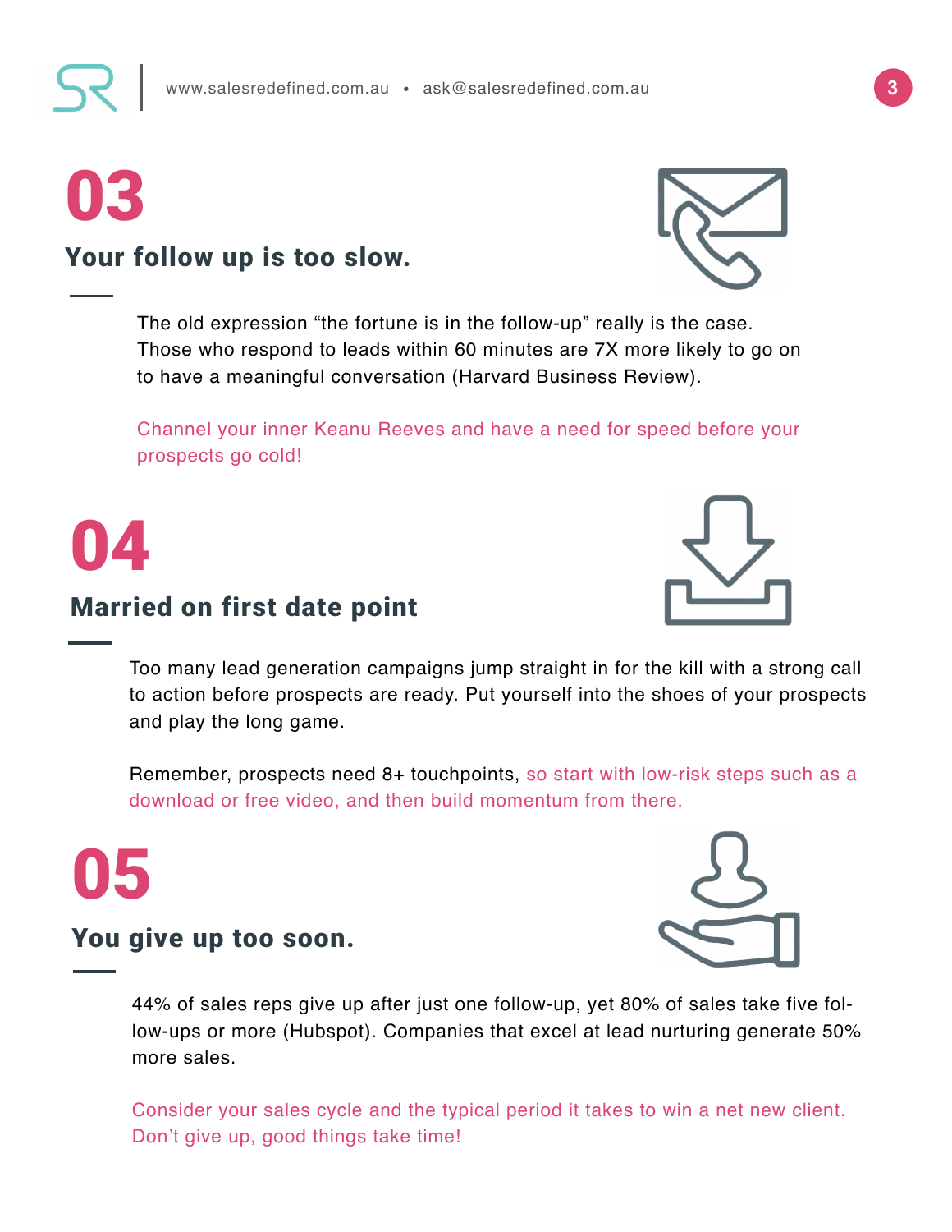# 03

## Your follow up is too slow.

The old expression “the fortune is in the follow-up” really is the case. Those who respond to leads within 60 minutes are 7X more likely to go on to have a meaningful conversation (Harvard Business Review).

Channel your inner Keanu Reeves and have a need for speed before your prospects go cold!

# 04

## Married on first date point

Too many lead generation campaigns jump straight in for the kill with a strong call to action before prospects are ready. Put yourself into the shoes of your prospects and play the long game.

Remember, prospects need 8+ touchpoints, so start with low-risk steps such as a download or free video, and then build momentum from there.

# 05

## You give up too soon.

44% of sales reps give up after just one follow-up, yet 80% of sales take five follow-ups or more (Hubspot). Companies that excel at lead nurturing generate 50% more sales.

Consider your sales cycle and the typical period it takes to win a net new client. Don’t give up, good things take time!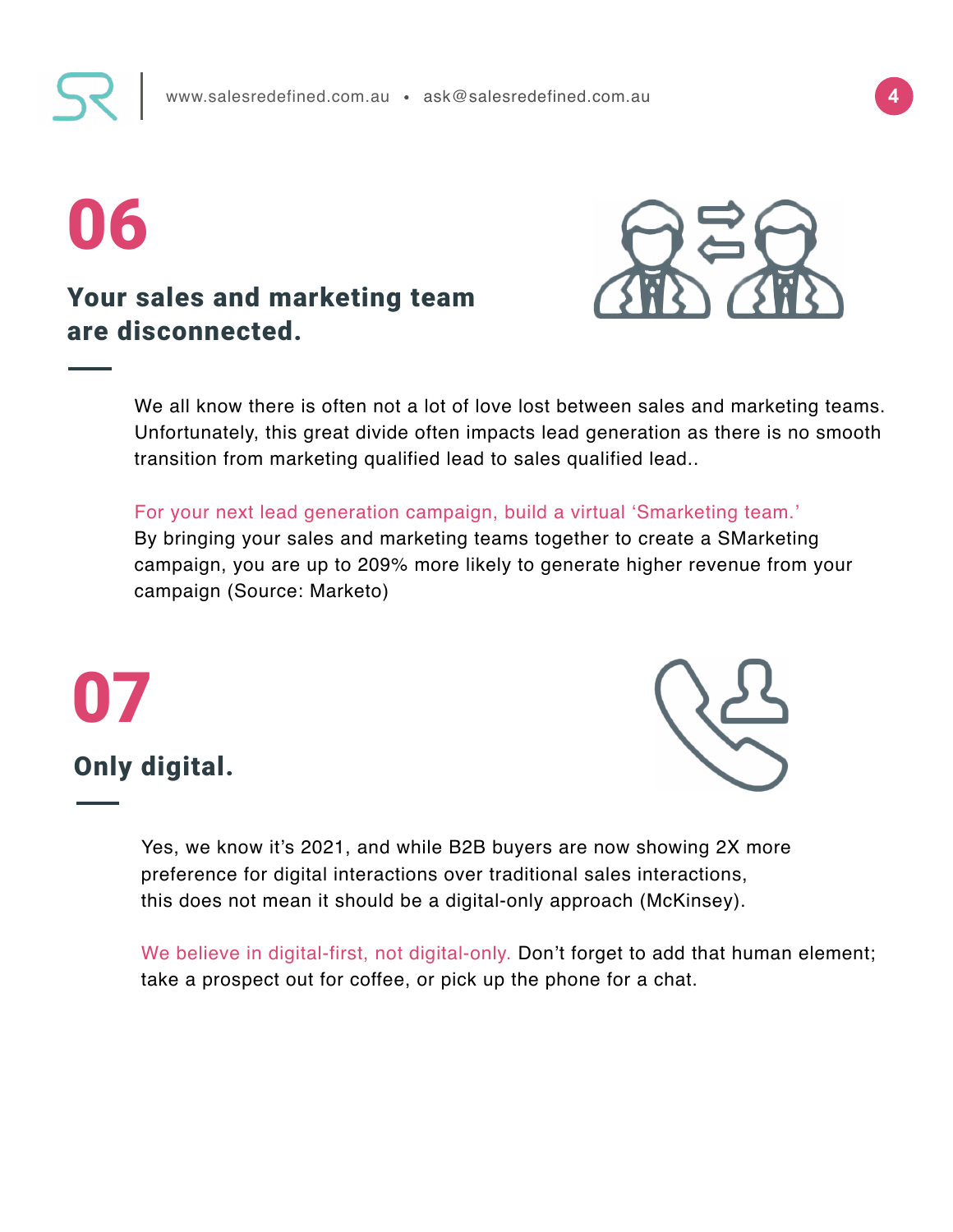# 06

## Your sales and marketing team are disconnected.

We all know there is often not a lot of love lost between sales and marketing teams. Unfortunately, this great divide often impacts lead generation as there is no smooth transition from marketing qualified lead to sales qualified lead..

For your next lead generation campaign, build a virtual 'Smarketing team.'
By bringing your sales and marketing teams together to create a SMarketing campaign, you are up to 209% more likely to generate higher revenue from your campaign (Source: Marketo)

# 07

## Only digital.

Yes, we know it's 2021, and while B2B buyers are now showing 2X more preference for digital interactions over traditional sales interactions, this does not mean it should be a digital-only approach (McKinsey).

We believe in digital-first, not digital-only. Don't forget to add that human element; take a prospect out for coffee, or pick up the phone for a chat.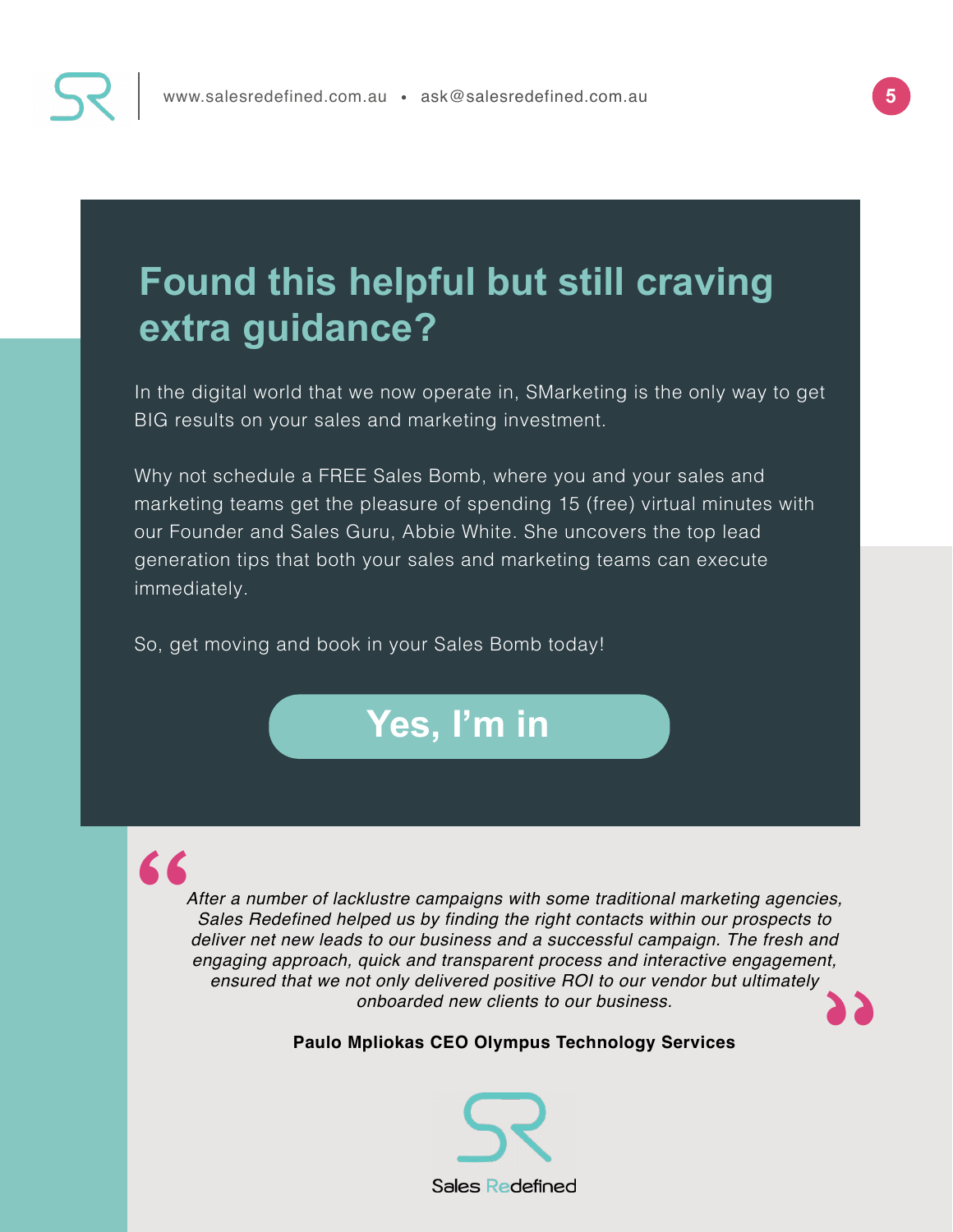## Found this helpful but still craving extra guidance?

In the digital world that we now operate in, SMarketing is the only way to get BIG results on your sales and marketing investment.

Why not schedule a FREE Sales Bomb, where you and your sales and marketing teams get the pleasure of spending 15 (free) virtual minutes with our Founder and Sales Guru, Abbie White. She uncovers the top lead generation tips that both your sales and marketing teams can execute immediately.

So, get moving and book in your Sales Bomb today!

**Yes, I'm in**

> *After a number of lacklustre campaigns with some traditional marketing agencies, Sales Redefined helped us by finding the right contacts within our prospects to deliver net new leads to our business and a successful campaign. The fresh and engaging approach, quick and transparent process and interactive engagement, ensured that we not only delivered positive ROI to our vendor but ultimately onboarded new clients to our business.*

**Paulo Mpliokas CEO Olympus Technology Services**

Sales Redefined